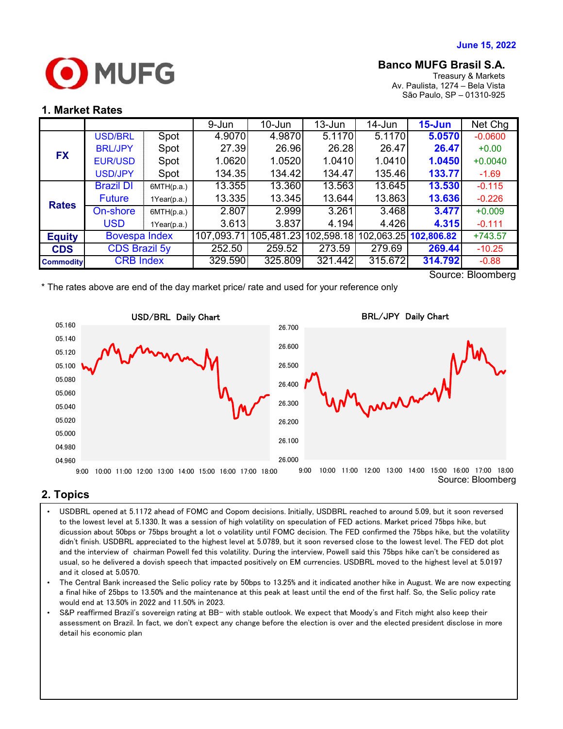June 15, 2022

MUFG

**Banco MUFG Brasil S.A.**
Treasury & Markets
Av. Paulista, 1274 – Bela Vista
São Paulo, SP – 01310-925

## 1. Market Rates

| | | | 9-Jun | 10-Jun | 13-Jun | 14-Jun | 15-Jun | Net Chg |
|---|---|---|---|---|---|---|---|---|
| FX | USD/BRL | Spot | 4.9070 | 4.9870 | 5.1170 | 5.1170 | **5.0570** | -0.0600 |
| | BRL/JPY | Spot | 27.39 | 26.96 | 26.28 | 26.47 | **26.47** | +0.00 |
| | EUR/USD | Spot | 1.0620 | 1.0520 | 1.0410 | 1.0410 | **1.0450** | +0.0040 |
| | USD/JPY | Spot | 134.35 | 134.42 | 134.47 | 135.46 | **133.77** | -1.69 |
| Rates | Brazil DI Future | 6MTH(p.a.) | 13.355 | 13.360 | 13.563 | 13.645 | **13.530** | -0.115 |
| | | 1Year(p.a.) | 13.335 | 13.345 | 13.644 | 13.863 | **13.636** | -0.226 |
| | On-shore USD | 6MTH(p.a.) | 2.807 | 2.999 | 3.261 | 3.468 | **3.477** | +0.009 |
| | | 1Year(p.a.) | 3.613 | 3.837 | 4.194 | 4.426 | **4.315** | -0.111 |
| Equity | Bovespa Index | | 107,093.71 | 105,481.23 | 102,598.18 | 102,063.25 | **102,806.82** | +743.57 |
| CDS | CDS Brazil 5y | | 252.50 | 259.52 | 273.59 | 279.69 | **269.44** | -10.25 |
| Commodity | CRB Index | | 329.590 | 325.809 | 321.442 | 315.672 | **314.792** | -0.88 |

Source: Bloomberg

* The rates above are end of the day market price/ rate and used for your reference only

USD/BRL Daily Chart
05.160
05.140
05.120
05.100
05.080
05.060
05.040
05.020
05.000
04.980
04.960
9:00 10:00 11:00 12:00 13:00 14:00 15:00 16:00 17:00 18:00

BRL/JPY Daily Chart
26.700
26.600
26.500
26.400
26.300
26.200
26.100
26.000
9:00 10:00 11:00 12:00 13:00 14:00 15:00 16:00 17:00 18:00

Source: Bloomberg

## 2. Topics

- USDBRL opened at 5.1172 ahead of FOMC and Copom decisions. Initially, USDBRL reached to around 5.09, but it soon reversed to the lowest level at 5.1330. It was a session of high volatility on speculation of FED actions. Market priced 75bps hike, but dicussion about 50bps or 75bps brought a lot o volatility until FOMC decision. The FED confirmed the 75bps hike, but the volatility didn't finish. USDBRL appreciated to the highest level at 5.0789, but it soon reversed close to the lowest level. The FED dot plot and the interview of chairman Powell fed this volatility. During the interview, Powell said this 75bps hike can't be considered as usual, so he delivered a dovish speech that impacted positively on EM currencies. USDBRL moved to the highest level at 5.0197 and it closed at 5.0570.
- The Central Bank increased the Selic policy rate by 50bps to 13.25% and it indicated another hike in August. We are now expecting a final hike of 25bps to 13.50% and the maintenance at this peak at least until the end of the first half. So, the Selic policy rate would end at 13.50% in 2022 and 11.50% in 2023.
- S&P reaffirmed Brazil's sovereign rating at BB– with stable outlook. We expect that Moody's and Fitch might also keep their assessment on Brazil. In fact, we don't expect any change before the election is over and the elected president disclose in more detail his economic plan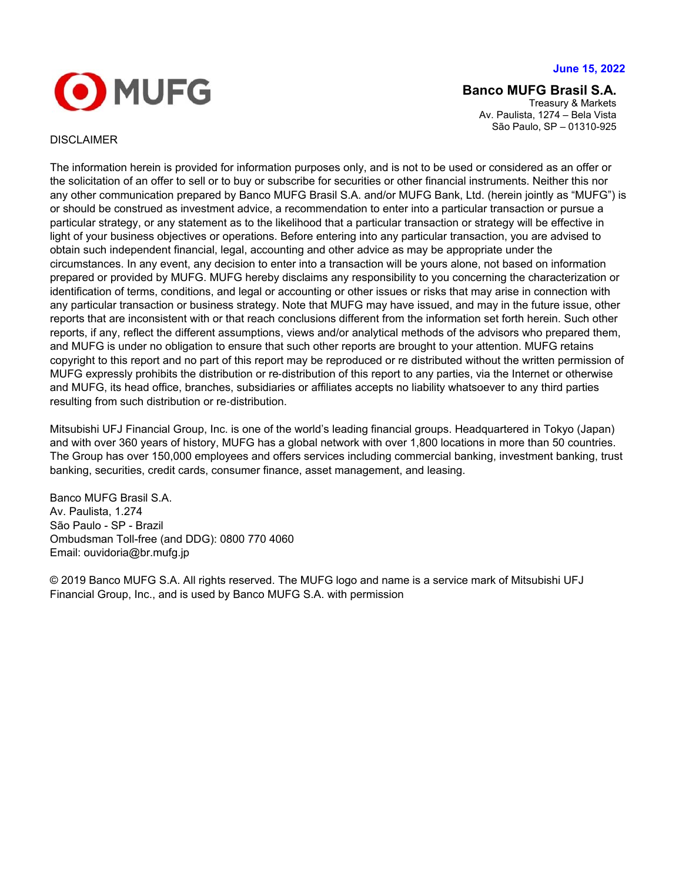June 15, 2022

**Banco MUFG Brasil S.A.**
Treasury & Markets
Av. Paulista, 1274 – Bela Vista
São Paulo, SP – 01310-925

DISCLAIMER

The information herein is provided for information purposes only, and is not to be used or considered as an offer or the solicitation of an offer to sell or to buy or subscribe for securities or other financial instruments. Neither this nor any other communication prepared by Banco MUFG Brasil S.A. and/or MUFG Bank, Ltd. (herein jointly as "MUFG") is or should be construed as investment advice, a recommendation to enter into a particular transaction or pursue a particular strategy, or any statement as to the likelihood that a particular transaction or strategy will be effective in light of your business objectives or operations. Before entering into any particular transaction, you are advised to obtain such independent financial, legal, accounting and other advice as may be appropriate under the circumstances. In any event, any decision to enter into a transaction will be yours alone, not based on information prepared or provided by MUFG. MUFG hereby disclaims any responsibility to you concerning the characterization or identification of terms, conditions, and legal or accounting or other issues or risks that may arise in connection with any particular transaction or business strategy. Note that MUFG may have issued, and may in the future issue, other reports that are inconsistent with or that reach conclusions different from the information set forth herein. Such other reports, if any, reflect the different assumptions, views and/or analytical methods of the advisors who prepared them, and MUFG is under no obligation to ensure that such other reports are brought to your attention. MUFG retains copyright to this report and no part of this report may be reproduced or re distributed without the written permission of MUFG expressly prohibits the distribution or re-distribution of this report to any parties, via the Internet or otherwise and MUFG, its head office, branches, subsidiaries or affiliates accepts no liability whatsoever to any third parties resulting from such distribution or re-distribution.

Mitsubishi UFJ Financial Group, Inc. is one of the world's leading financial groups. Headquartered in Tokyo (Japan) and with over 360 years of history, MUFG has a global network with over 1,800 locations in more than 50 countries. The Group has over 150,000 employees and offers services including commercial banking, investment banking, trust banking, securities, credit cards, consumer finance, asset management, and leasing.

Banco MUFG Brasil S.A.
Av. Paulista, 1.274
São Paulo - SP - Brazil
Ombudsman Toll-free (and DDG): 0800 770 4060
Email: ouvidoria@br.mufg.jp

© 2019 Banco MUFG S.A. All rights reserved. The MUFG logo and name is a service mark of Mitsubishi UFJ Financial Group, Inc., and is used by Banco MUFG S.A. with permission